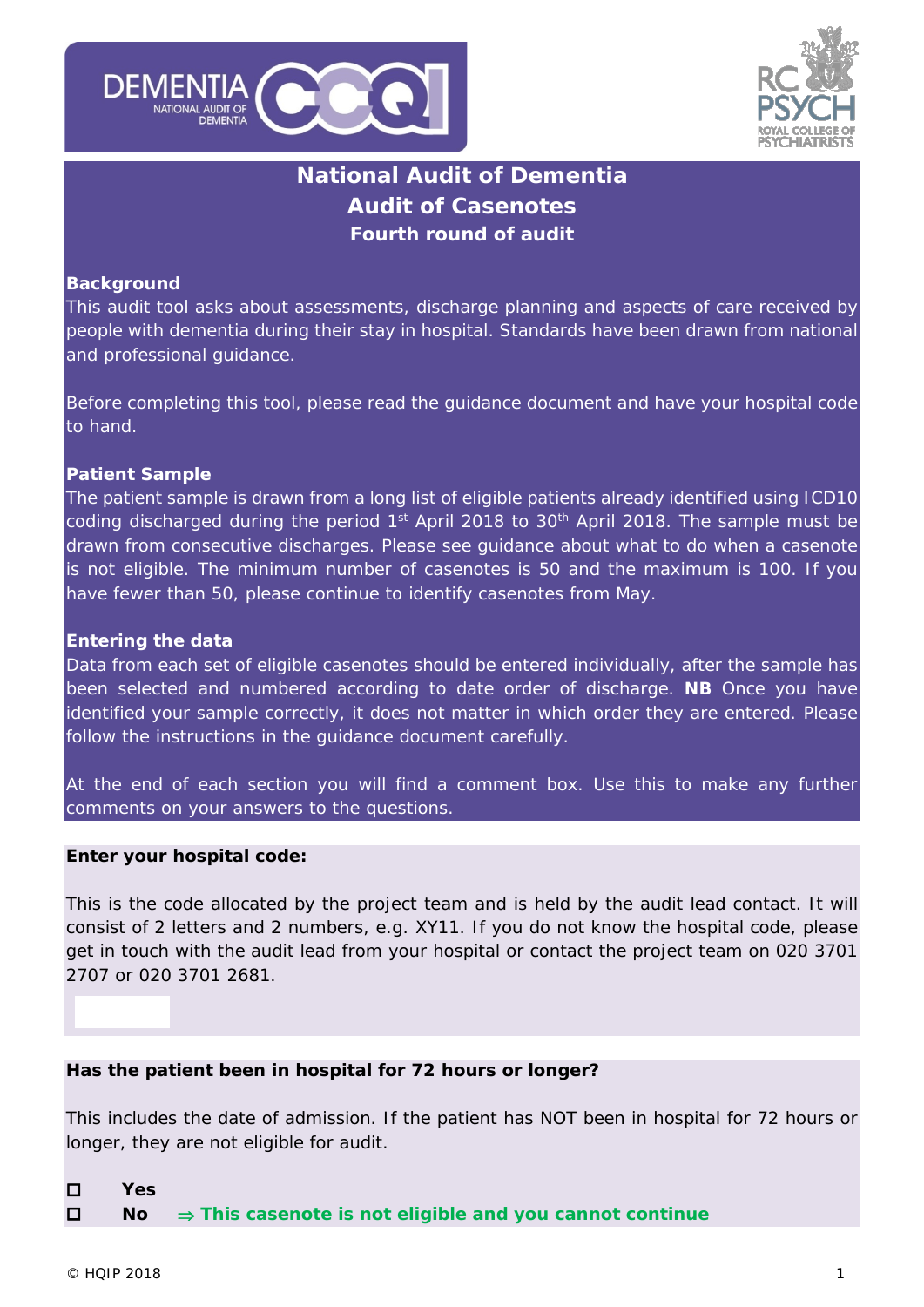# National Audit of Dementia
## Audit of Casenotes
### Fourth round of audit

**Background**

This audit tool asks about assessments, discharge planning and aspects of care received by people with dementia during their stay in hospital. Standards have been drawn from national and professional guidance.

Before completing this tool, please read the guidance document and have your hospital code to hand.

**Patient Sample**

The patient sample is drawn from a long list of eligible patients already identified using ICD10 coding discharged during the period 1st April 2018 to 30th April 2018. The sample must be drawn from consecutive discharges. Please see guidance about what to do when a casenote is not eligible. The minimum number of casenotes is 50 and the maximum is 100. If you have fewer than 50, please continue to identify casenotes from May.

**Entering the data**

Data from each set of eligible casenotes should be entered individually, after the sample has been selected and numbered according to date order of discharge. **NB** Once you have identified your sample correctly, it does not matter in which order they are entered. Please follow the instructions in the guidance document carefully.

At the end of each section you will find a comment box. Use this to make any further comments on your answers to the questions.

**Enter your hospital code:**

This is the code allocated by the project team and is held by the audit lead contact. It will consist of 2 letters and 2 numbers, e.g. XY11. If you do not know the hospital code, please get in touch with the audit lead from your hospital or contact the project team on 020 3701 2707 or 020 3701 2681.

**Has the patient been in hospital for 72 hours or longer?**

This includes the date of admission. If the patient has NOT been in hospital for 72 hours or longer, they are not eligible for audit.

- ☐ **Yes**
- ☐ **No** ⇒ **This casenote is not eligible and you cannot continue**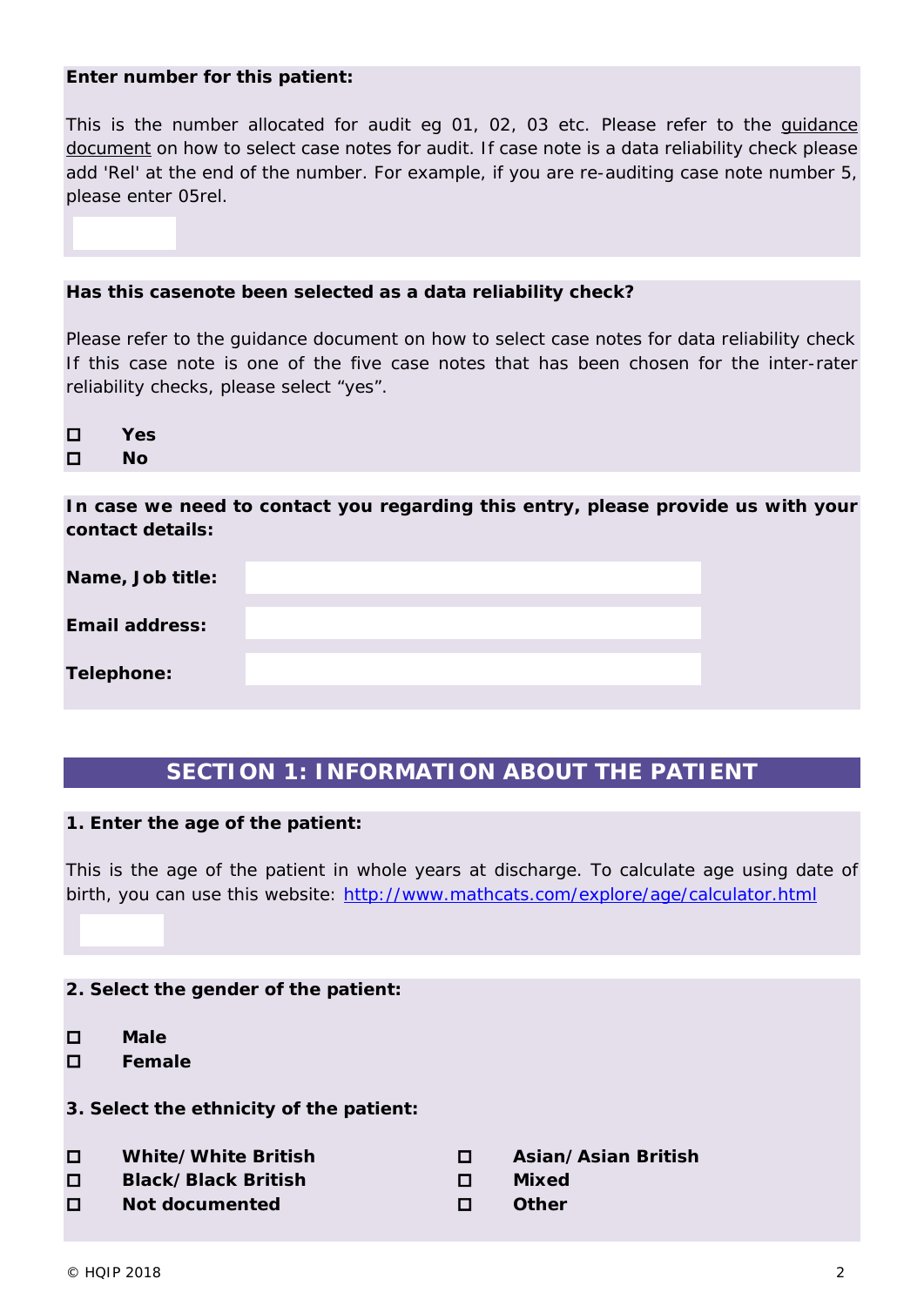**Enter number for this patient:**

This is the number allocated for audit eg 01, 02, 03 etc. Please refer to the guidance document on how to select case notes for audit. If case note is a data reliability check please add 'Rel' at the end of the number. For example, if you are re-auditing case note number 5, please enter 05rel.

**Has this casenote been selected as a data reliability check?**

Please refer to the guidance document on how to select case notes for data reliability check If this case note is one of the five case notes that has been chosen for the inter-rater reliability checks, please select "yes".

- ☐ **Yes**
- ☐ **No**

**In case we need to contact you regarding this entry, please provide us with your contact details:**

**Name, Job title:**

**Email address:**

**Telephone:**

## SECTION 1: INFORMATION ABOUT THE PATIENT

**1. Enter the age of the patient:**

This is the age of the patient in whole years at discharge. To calculate age using date of birth, you can use this website: http://www.mathcats.com/explore/age/calculator.html

**2. Select the gender of the patient:**

- ☐ **Male**
- ☐ **Female**

**3. Select the ethnicity of the patient:**

- ☐ **White/White British**
- ☐ **Black/Black British**
- ☐ **Not documented**
- ☐ **Asian/Asian British**
- ☐ **Mixed**
- ☐ **Other**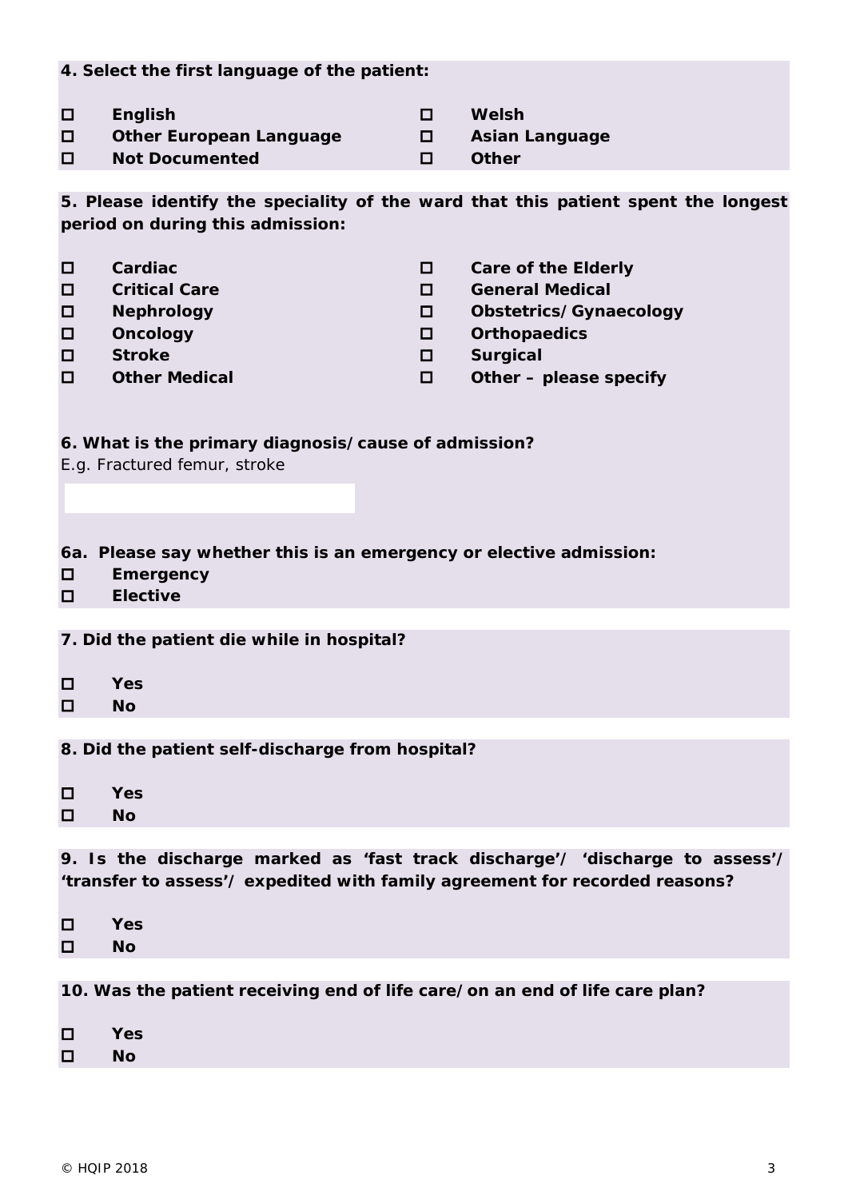**4. Select the first language of the patient:**

- ☐ **English**
- ☐ **Welsh**
- ☐ **Other European Language**
- ☐ **Asian Language**
- ☐ **Not Documented**
- ☐ **Other**

**5. Please identify the speciality of the ward that this patient spent the longest period on during this admission:**

- ☐ **Cardiac**
- ☐ **Care of the Elderly**
- ☐ **Critical Care**
- ☐ **General Medical**
- ☐ **Nephrology**
- ☐ **Obstetrics/Gynaecology**
- ☐ **Oncology**
- ☐ **Orthopaedics**
- ☐ **Stroke**
- ☐ **Surgical**
- ☐ **Other Medical**
- ☐ **Other – please specify**

**6. What is the primary diagnosis/cause of admission?**

E.g. Fractured femur, stroke

**6a. Please say whether this is an emergency or elective admission:**

- ☐ **Emergency**
- ☐ **Elective**

**7. Did the patient die while in hospital?**

- ☐ **Yes**
- ☐ **No**

**8. Did the patient self-discharge from hospital?**

- ☐ **Yes**
- ☐ **No**

**9. Is the discharge marked as 'fast track discharge'/ 'discharge to assess'/ 'transfer to assess'/ expedited with family agreement for recorded reasons?**

- ☐ **Yes**
- ☐ **No**

**10. Was the patient receiving end of life care/on an end of life care plan?**

- ☐ **Yes**
- ☐ **No**

© HQIP 2018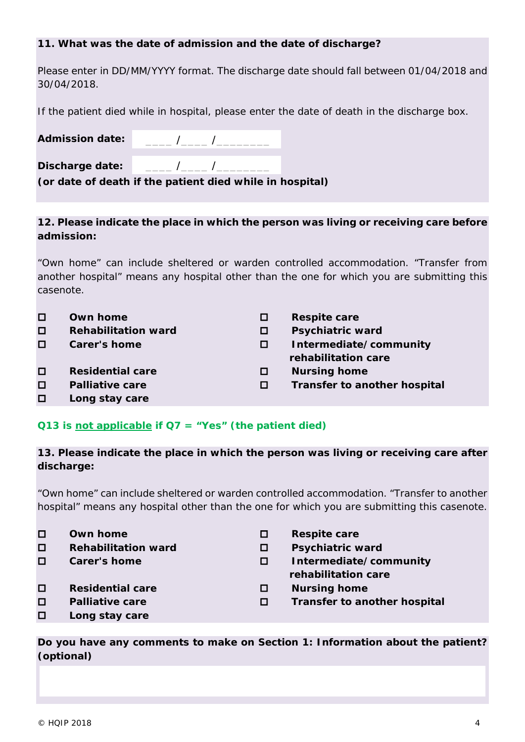**11. What was the date of admission and the date of discharge?**

Please enter in DD/MM/YYYY format. The discharge date should fall between 01/04/2018 and 30/04/2018.

If the patient died while in hospital, please enter the date of death in the discharge box.

**Admission date:** ____ /____ /________

**Discharge date:** ____ /____ /________
**(or date of death if the patient died while in hospital)**

**12. Please indicate the place in which the person was living or receiving care before admission:**

"Own home" can include sheltered or warden controlled accommodation. "Transfer from another hospital" means any hospital other than the one for which you are submitting this casenote.

- ☐ **Own home**
- ☐ **Rehabilitation ward**
- ☐ **Carer's home**
- ☐ **Residential care**
- ☐ **Palliative care**
- ☐ **Long stay care**
- ☐ **Respite care**
- ☐ **Psychiatric ward**
- ☐ **Intermediate/community rehabilitation care**
- ☐ **Nursing home**
- ☐ **Transfer to another hospital**

**Q13 is not applicable if Q7 = "Yes" (the patient died)**

**13. Please indicate the place in which the person was living or receiving care after discharge:**

"Own home" can include sheltered or warden controlled accommodation. "Transfer to another hospital" means any hospital other than the one for which you are submitting this casenote.

- ☐ **Own home**
- ☐ **Rehabilitation ward**
- ☐ **Carer's home**
- ☐ **Residential care**
- ☐ **Palliative care**
- ☐ **Long stay care**
- ☐ **Respite care**
- ☐ **Psychiatric ward**
- ☐ **Intermediate/community rehabilitation care**
- ☐ **Nursing home**
- ☐ **Transfer to another hospital**

**Do you have any comments to make on Section 1: Information about the patient? (optional)**

© HQIP 2018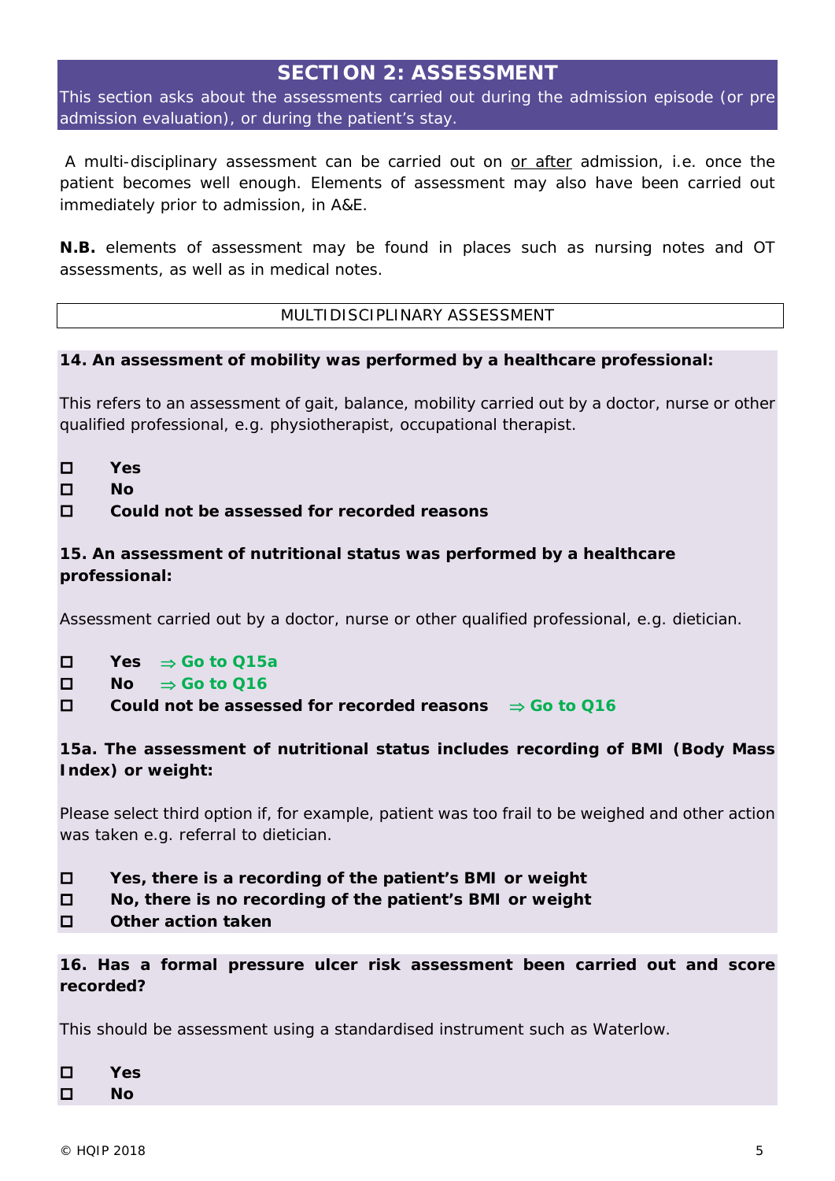## SECTION 2: ASSESSMENT

This section asks about the assessments carried out during the admission episode (or pre admission evaluation), or during the patient's stay.

A multi-disciplinary assessment can be carried out on or after admission, i.e. once the patient becomes well enough. Elements of assessment may also have been carried out immediately prior to admission, in A&E.

**N.B.** elements of assessment may be found in places such as nursing notes and OT assessments, as well as in medical notes.

### MULTIDISCIPLINARY ASSESSMENT

**14. An assessment of mobility was performed by a healthcare professional:**

This refers to an assessment of gait, balance, mobility carried out by a doctor, nurse or other qualified professional, e.g. physiotherapist, occupational therapist.

- ☐ **Yes**
- ☐ **No**
- ☐ **Could not be assessed for recorded reasons**

**15. An assessment of nutritional status was performed by a healthcare professional:**

Assessment carried out by a doctor, nurse or other qualified professional, e.g. dietician.

- ☐ **Yes** ⇒ **Go to Q15a**
- ☐ **No** ⇒ **Go to Q16**
- ☐ **Could not be assessed for recorded reasons** ⇒ **Go to Q16**

**15a. The assessment of nutritional status includes recording of BMI (Body Mass Index) or weight:**

Please select third option if, for example, patient was too frail to be weighed and other action was taken e.g. referral to dietician.

- ☐ **Yes, there is a recording of the patient's BMI or weight**
- ☐ **No, there is no recording of the patient's BMI or weight**
- ☐ **Other action taken**

**16. Has a formal pressure ulcer risk assessment been carried out and score recorded?**

This should be assessment using a standardised instrument such as Waterlow.

- ☐ **Yes**
- ☐ **No**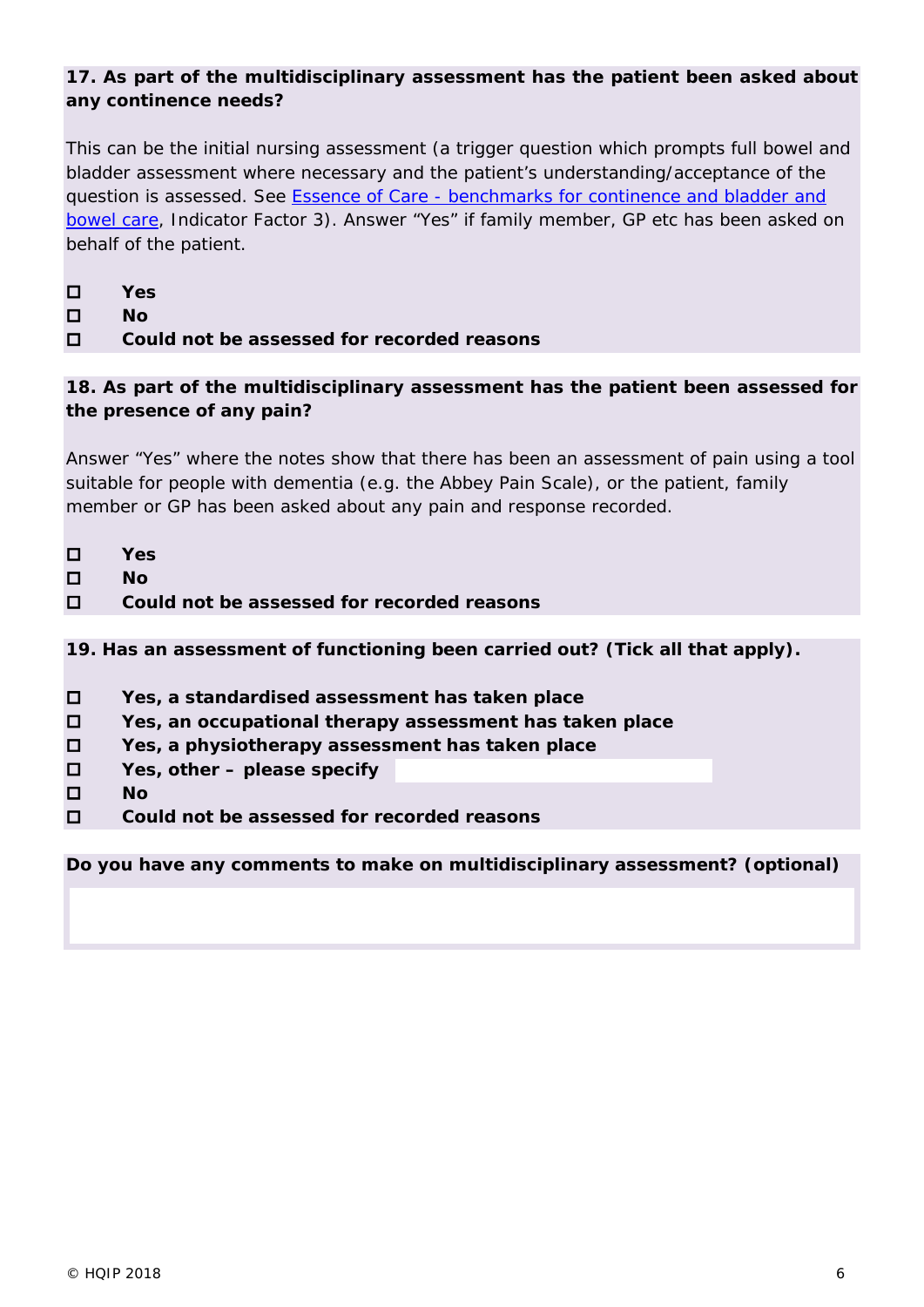**17. As part of the multidisciplinary assessment has the patient been asked about any continence needs?**

This can be the initial nursing assessment (a trigger question which prompts full bowel and bladder assessment where necessary and the patient's understanding/acceptance of the question is assessed. See [Essence of Care - benchmarks for continence and bladder and bowel care], Indicator Factor 3). Answer "Yes" if family member, GP etc has been asked on behalf of the patient.

- ☐ **Yes**
- ☐ **No**
- ☐ **Could not be assessed for recorded reasons**

**18. As part of the multidisciplinary assessment has the patient been assessed for the presence of any pain?**

Answer "Yes" where the notes show that there has been an assessment of pain using a tool suitable for people with dementia (e.g. the Abbey Pain Scale), or the patient, family member or GP has been asked about any pain and response recorded.

- ☐ **Yes**
- ☐ **No**
- ☐ **Could not be assessed for recorded reasons**

**19. Has an assessment of functioning been carried out? (Tick all that apply).**

- ☐ **Yes, a standardised assessment has taken place**
- ☐ **Yes, an occupational therapy assessment has taken place**
- ☐ **Yes, a physiotherapy assessment has taken place**
- ☐ **Yes, other – please specify** ________________
- ☐ **No**
- ☐ **Could not be assessed for recorded reasons**

**Do you have any comments to make on multidisciplinary assessment? (optional)**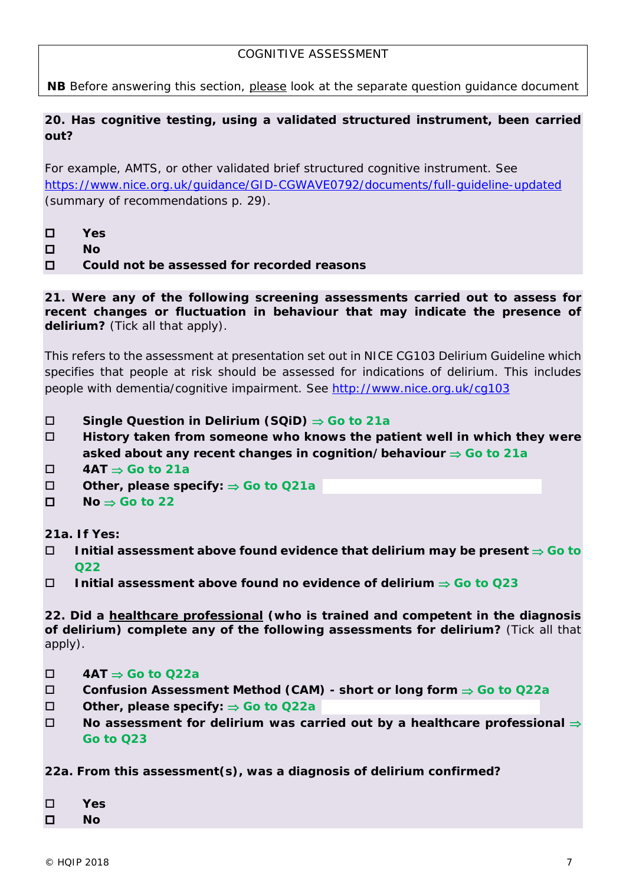COGNITIVE ASSESSMENT

**NB** Before answering this section, please look at the separate question guidance document

**20. Has cognitive testing, using a validated structured instrument, been carried out?**

For example, AMTS, or other validated brief structured cognitive instrument. See https://www.nice.org.uk/guidance/GID-CGWAVE0792/documents/full-guideline-updated (summary of recommendations p. 29).

- ☐ **Yes**
- ☐ **No**
- ☐ **Could not be assessed for recorded reasons**

**21. Were any of the following screening assessments carried out to assess for recent changes or fluctuation in behaviour that may indicate the presence of delirium?** (Tick all that apply).

This refers to the assessment at presentation set out in NICE CG103 Delirium Guideline which specifies that people at risk should be assessed for indications of delirium. This includes people with dementia/cognitive impairment. See http://www.nice.org.uk/cg103

- ☐ **Single Question in Delirium (SQiD) ⇒ Go to 21a**
- ☐ **History taken from someone who knows the patient well in which they were asked about any recent changes in cognition/behaviour ⇒ Go to 21a**
- ☐ **4AT ⇒ Go to 21a**
- ☐ **Other, please specify: ⇒ Go to Q21a**
- ☐ **No ⇒ Go to 22**

**21a. If Yes:**

- ☐ **Initial assessment above found evidence that delirium may be present ⇒ Go to Q22**
- ☐ **Initial assessment above found no evidence of delirium ⇒ Go to Q23**

**22. Did a healthcare professional (who is trained and competent in the diagnosis of delirium) complete any of the following assessments for delirium?** (Tick all that apply).

- ☐ **4AT ⇒ Go to Q22a**
- ☐ **Confusion Assessment Method (CAM) - short or long form ⇒ Go to Q22a**
- ☐ **Other, please specify: ⇒ Go to Q22a**
- ☐ **No assessment for delirium was carried out by a healthcare professional ⇒ Go to Q23**

**22a. From this assessment(s), was a diagnosis of delirium confirmed?**

- ☐ **Yes**
- ☐ **No**

© HQIP 2018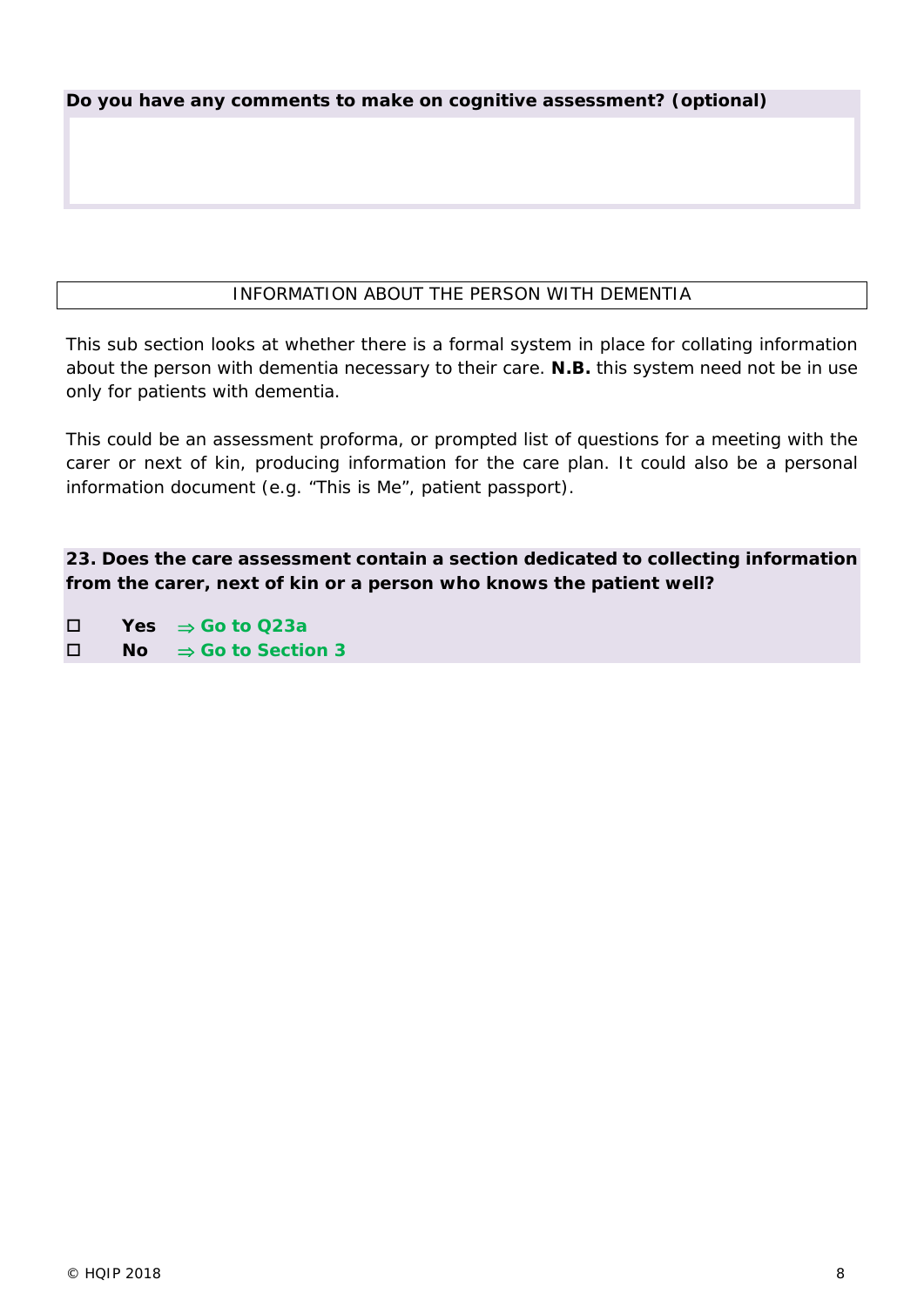**Do you have any comments to make on cognitive assessment? (optional)**

## INFORMATION ABOUT THE PERSON WITH DEMENTIA

This sub section looks at whether there is a formal system in place for collating information about the person with dementia necessary to their care. **N.B.** this system need not be in use only for patients with dementia.

This could be an assessment proforma, or prompted list of questions for a meeting with the carer or next of kin, producing information for the care plan. It could also be a personal information document (e.g. "This is Me", patient passport).

**23. Does the care assessment contain a section dedicated to collecting information from the carer, next of kin or a person who knows the patient well?**

- ☐ **Yes** ⇒ **Go to Q23a**
- ☐ **No** ⇒ **Go to Section 3**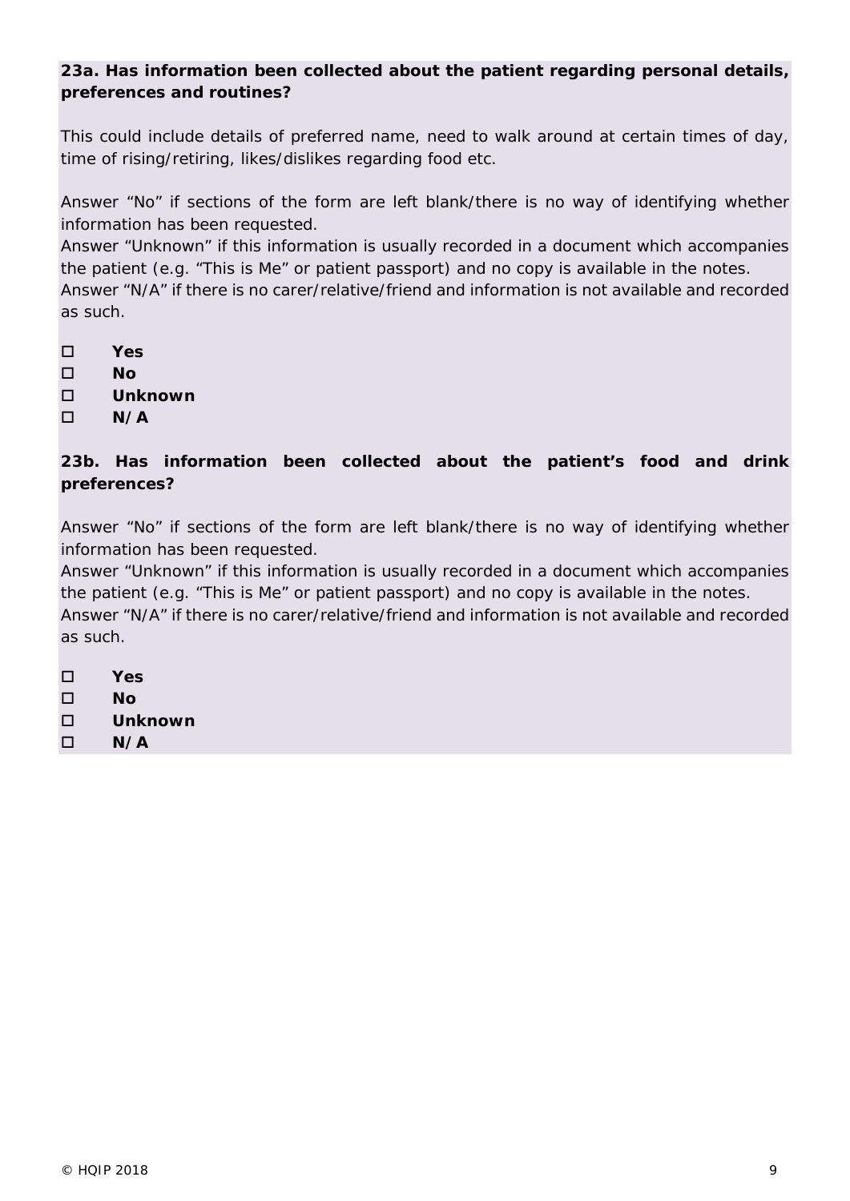**23a. Has information been collected about the patient regarding personal details, preferences and routines?**

This could include details of preferred name, need to walk around at certain times of day, time of rising/retiring, likes/dislikes regarding food etc.

Answer "No" if sections of the form are left blank/there is no way of identifying whether information has been requested.
Answer "Unknown" if this information is usually recorded in a document which accompanies the patient (e.g. "This is Me" or patient passport) and no copy is available in the notes.
Answer "N/A" if there is no carer/relative/friend and information is not available and recorded as such.

- ☐ **Yes**
- ☐ **No**
- ☐ **Unknown**
- ☐ **N/A**

**23b. Has information been collected about the patient's food and drink preferences?**

Answer "No" if sections of the form are left blank/there is no way of identifying whether information has been requested.
Answer "Unknown" if this information is usually recorded in a document which accompanies the patient (e.g. "This is Me" or patient passport) and no copy is available in the notes.
Answer "N/A" if there is no carer/relative/friend and information is not available and recorded as such.

- ☐ **Yes**
- ☐ **No**
- ☐ **Unknown**
- ☐ **N/A**

© HQIP 2018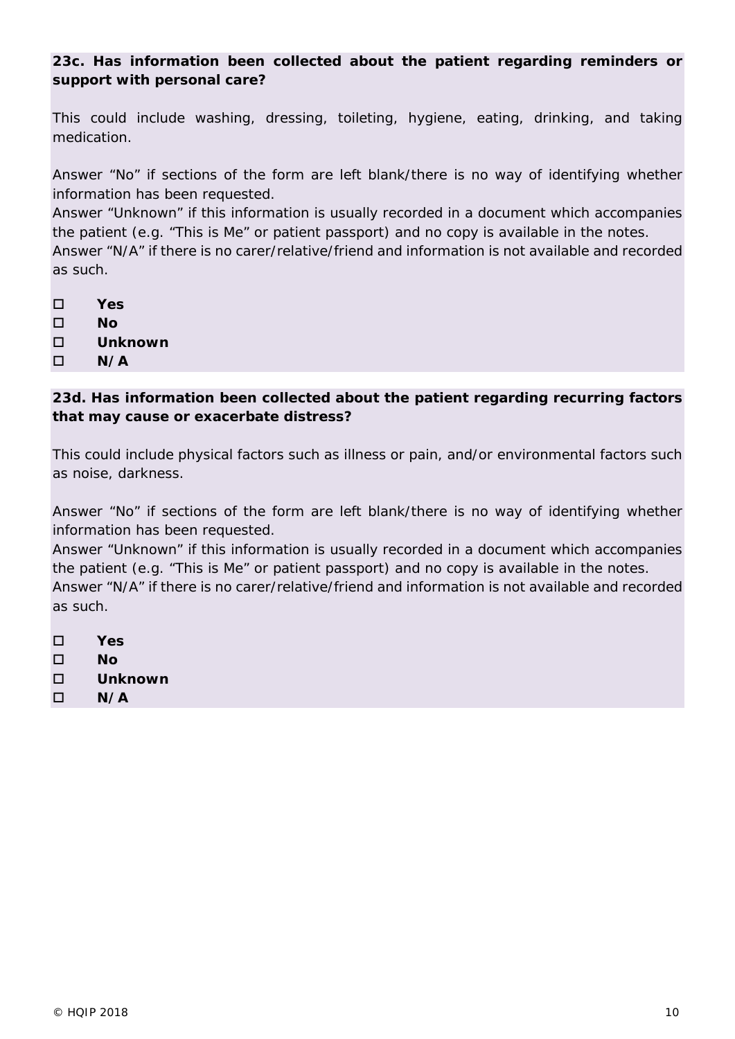**23c. Has information been collected about the patient regarding reminders or support with personal care?**

This could include washing, dressing, toileting, hygiene, eating, drinking, and taking medication.

Answer "No" if sections of the form are left blank/there is no way of identifying whether information has been requested.
Answer "Unknown" if this information is usually recorded in a document which accompanies the patient (e.g. "This is Me" or patient passport) and no copy is available in the notes.
Answer "N/A" if there is no carer/relative/friend and information is not available and recorded as such.

- ☐ **Yes**
- ☐ **No**
- ☐ **Unknown**
- ☐ **N/A**

**23d. Has information been collected about the patient regarding recurring factors that may cause or exacerbate distress?**

This could include physical factors such as illness or pain, and/or environmental factors such as noise, darkness.

Answer "No" if sections of the form are left blank/there is no way of identifying whether information has been requested.
Answer "Unknown" if this information is usually recorded in a document which accompanies the patient (e.g. "This is Me" or patient passport) and no copy is available in the notes.
Answer "N/A" if there is no carer/relative/friend and information is not available and recorded as such.

- ☐ **Yes**
- ☐ **No**
- ☐ **Unknown**
- ☐ **N/A**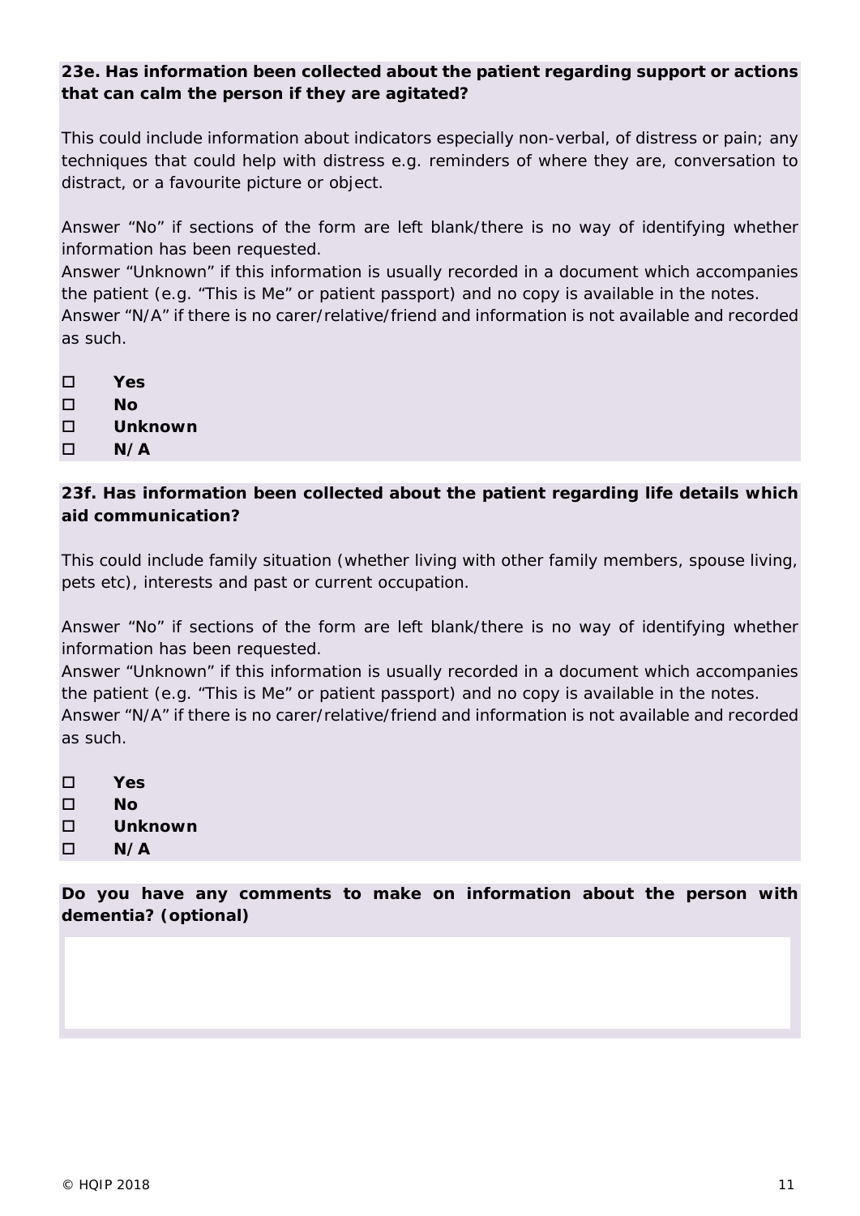**23e. Has information been collected about the patient regarding support or actions that can calm the person if they are agitated?**

This could include information about indicators especially non-verbal, of distress or pain; any techniques that could help with distress e.g. reminders of where they are, conversation to distract, or a favourite picture or object.

Answer “No” if sections of the form are left blank/there is no way of identifying whether information has been requested.
Answer “Unknown” if this information is usually recorded in a document which accompanies the patient (e.g. “This is Me” or patient passport) and no copy is available in the notes.
Answer “N/A” if there is no carer/relative/friend and information is not available and recorded as such.

- ☐ **Yes**
- ☐ **No**
- ☐ **Unknown**
- ☐ **N/A**

**23f. Has information been collected about the patient regarding life details which aid communication?**

This could include family situation (whether living with other family members, spouse living, pets etc), interests and past or current occupation.

Answer “No” if sections of the form are left blank/there is no way of identifying whether information has been requested.
Answer “Unknown” if this information is usually recorded in a document which accompanies the patient (e.g. “This is Me” or patient passport) and no copy is available in the notes.
Answer “N/A” if there is no carer/relative/friend and information is not available and recorded as such.

- ☐ **Yes**
- ☐ **No**
- ☐ **Unknown**
- ☐ **N/A**

**Do you have any comments to make on information about the person with dementia? (optional)**

© HQIP 2018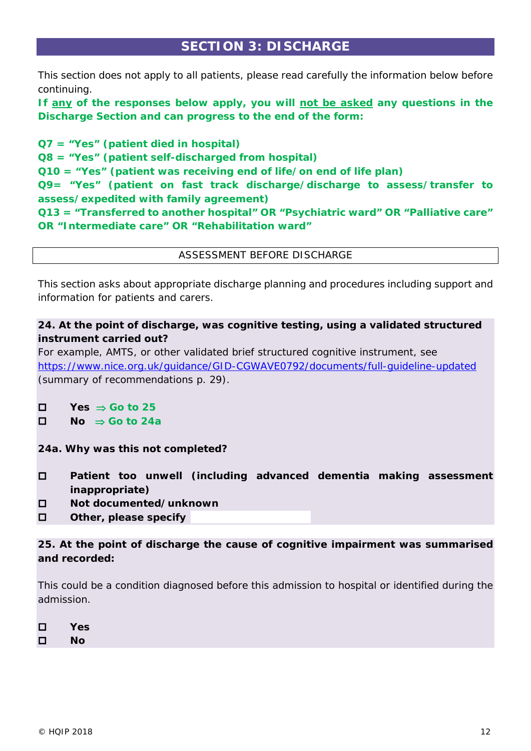# SECTION 3: DISCHARGE

This section does not apply to all patients, please read carefully the information below before continuing.

**If any of the responses below apply, you will not be asked any questions in the Discharge Section and can progress to the end of the form:**

**Q7 = "Yes" (patient died in hospital)**
**Q8 = "Yes" (patient self-discharged from hospital)**
**Q10 = "Yes" (patient was receiving end of life/on end of life plan)**
**Q9= "Yes" (patient on fast track discharge/discharge to assess/transfer to assess/expedited with family agreement)**
**Q13 = "Transferred to another hospital" OR "Psychiatric ward" OR "Palliative care" OR "Intermediate care" OR "Rehabilitation ward"**

## ASSESSMENT BEFORE DISCHARGE

This section asks about appropriate discharge planning and procedures including support and information for patients and carers.

**24. At the point of discharge, was cognitive testing, using a validated structured instrument carried out?**
For example, AMTS, or other validated brief structured cognitive instrument, see https://www.nice.org.uk/guidance/GID-CGWAVE0792/documents/full-guideline-updated (summary of recommendations p. 29).

- ☐ **Yes** ⇒ **Go to 25**
- ☐ **No** ⇒ **Go to 24a**

**24a. Why was this not completed?**

- ☐ **Patient too unwell (including advanced dementia making assessment inappropriate)**
- ☐ **Not documented/unknown**
- ☐ **Other, please specify** ____________

**25. At the point of discharge the cause of cognitive impairment was summarised and recorded:**

This could be a condition diagnosed before this admission to hospital or identified during the admission.

- ☐ **Yes**
- ☐ **No**

© HQIP 2018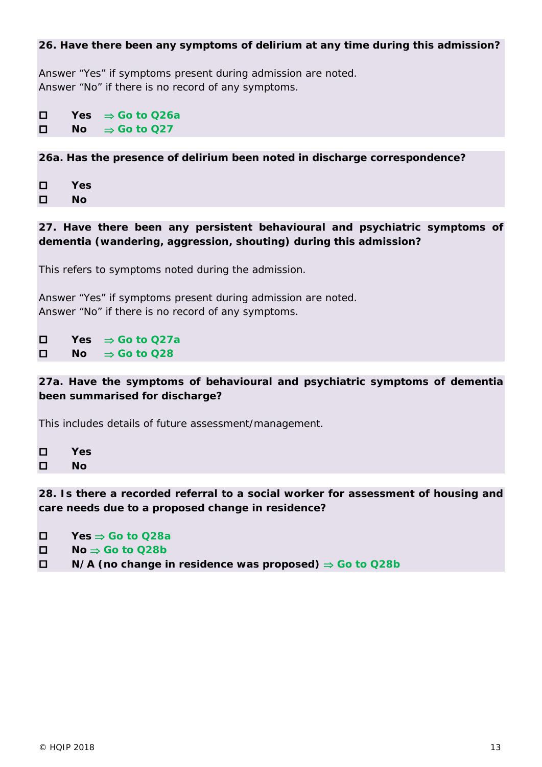**26. Have there been any symptoms of delirium at any time during this admission?**

Answer “Yes” if symptoms present during admission are noted.
Answer “No” if there is no record of any symptoms.

- ☐ **Yes** ⇒ **Go to Q26a**
- ☐ **No** ⇒ **Go to Q27**

**26a. Has the presence of delirium been noted in discharge correspondence?**

- ☐ **Yes**
- ☐ **No**

**27. Have there been any persistent behavioural and psychiatric symptoms of dementia (wandering, aggression, shouting) during this admission?**

This refers to symptoms noted during the admission.

Answer “Yes” if symptoms present during admission are noted.
Answer “No” if there is no record of any symptoms.

- ☐ **Yes** ⇒ **Go to Q27a**
- ☐ **No** ⇒ **Go to Q28**

**27a. Have the symptoms of behavioural and psychiatric symptoms of dementia been summarised for discharge?**

This includes details of future assessment/management.

- ☐ **Yes**
- ☐ **No**

**28. Is there a recorded referral to a social worker for assessment of housing and care needs due to a proposed change in residence?**

- ☐ **Yes** ⇒ **Go to Q28a**
- ☐ **No** ⇒ **Go to Q28b**
- ☐ **N/A (no change in residence was proposed)** ⇒ **Go to Q28b**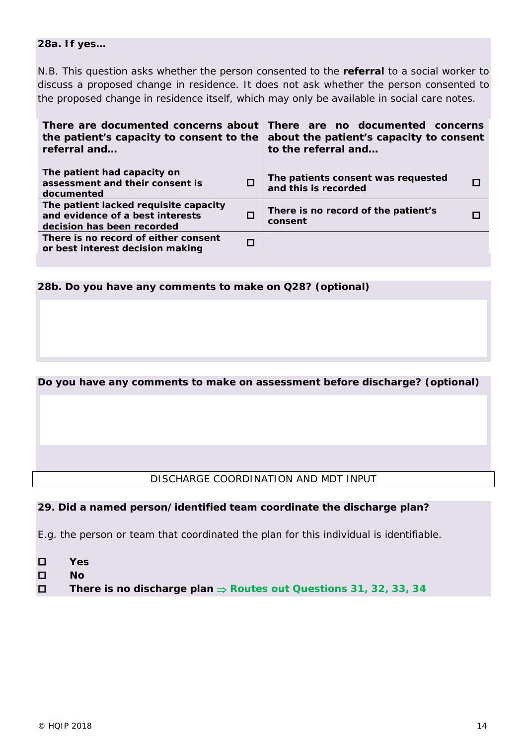**28a. If yes…**

N.B. This question asks whether the person consented to the **referral** to a social worker to discuss a proposed change in residence. It does not ask whether the person consented to the proposed change in residence itself, which may only be available in social care notes.

| **There are documented concerns about the patient's capacity to consent to the referral and…** | | **There are no documented concerns about the patient's capacity to consent to the referral and…** | |
|---|---|---|---|
| **The patient had capacity on assessment and their consent is documented** | ☐ | **The patients consent was requested and this is recorded** | ☐ |
| **The patient lacked requisite capacity and evidence of a best interests decision has been recorded** | ☐ | **There is no record of the patient's consent** | ☐ |
| **There is no record of either consent or best interest decision making** | ☐ | | |

**28b. Do you have any comments to make on Q28? (optional)**

**Do you have any comments to make on assessment before discharge? (optional)**

DISCHARGE COORDINATION AND MDT INPUT

**29. Did a named person/identified team coordinate the discharge plan?**

E.g. the person or team that coordinated the plan for this individual is identifiable.

- ☐ **Yes**
- ☐ **No**
- ☐ **There is no discharge plan ⇒ Routes out Questions 31, 32, 33, 34**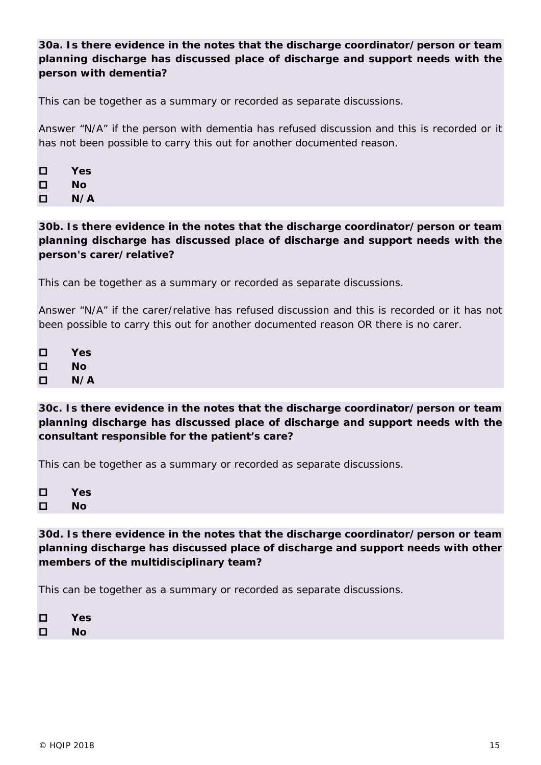**30a. Is there evidence in the notes that the discharge coordinator/person or team planning discharge has discussed place of discharge and support needs with the person with dementia?**

This can be together as a summary or recorded as separate discussions.

Answer “N/A” if the person with dementia has refused discussion and this is recorded or it has not been possible to carry this out for another documented reason.

- ☐ **Yes**
- ☐ **No**
- ☐ **N/A**

**30b. Is there evidence in the notes that the discharge coordinator/person or team planning discharge has discussed place of discharge and support needs with the person's carer/relative?**

This can be together as a summary or recorded as separate discussions.

Answer “N/A” if the carer/relative has refused discussion and this is recorded or it has not been possible to carry this out for another documented reason OR there is no carer.

- ☐ **Yes**
- ☐ **No**
- ☐ **N/A**

**30c. Is there evidence in the notes that the discharge coordinator/person or team planning discharge has discussed place of discharge and support needs with the consultant responsible for the patient’s care?**

This can be together as a summary or recorded as separate discussions.

- ☐ **Yes**
- ☐ **No**

**30d. Is there evidence in the notes that the discharge coordinator/person or team planning discharge has discussed place of discharge and support needs with other members of the multidisciplinary team?**

This can be together as a summary or recorded as separate discussions.

- ☐ **Yes**
- ☐ **No**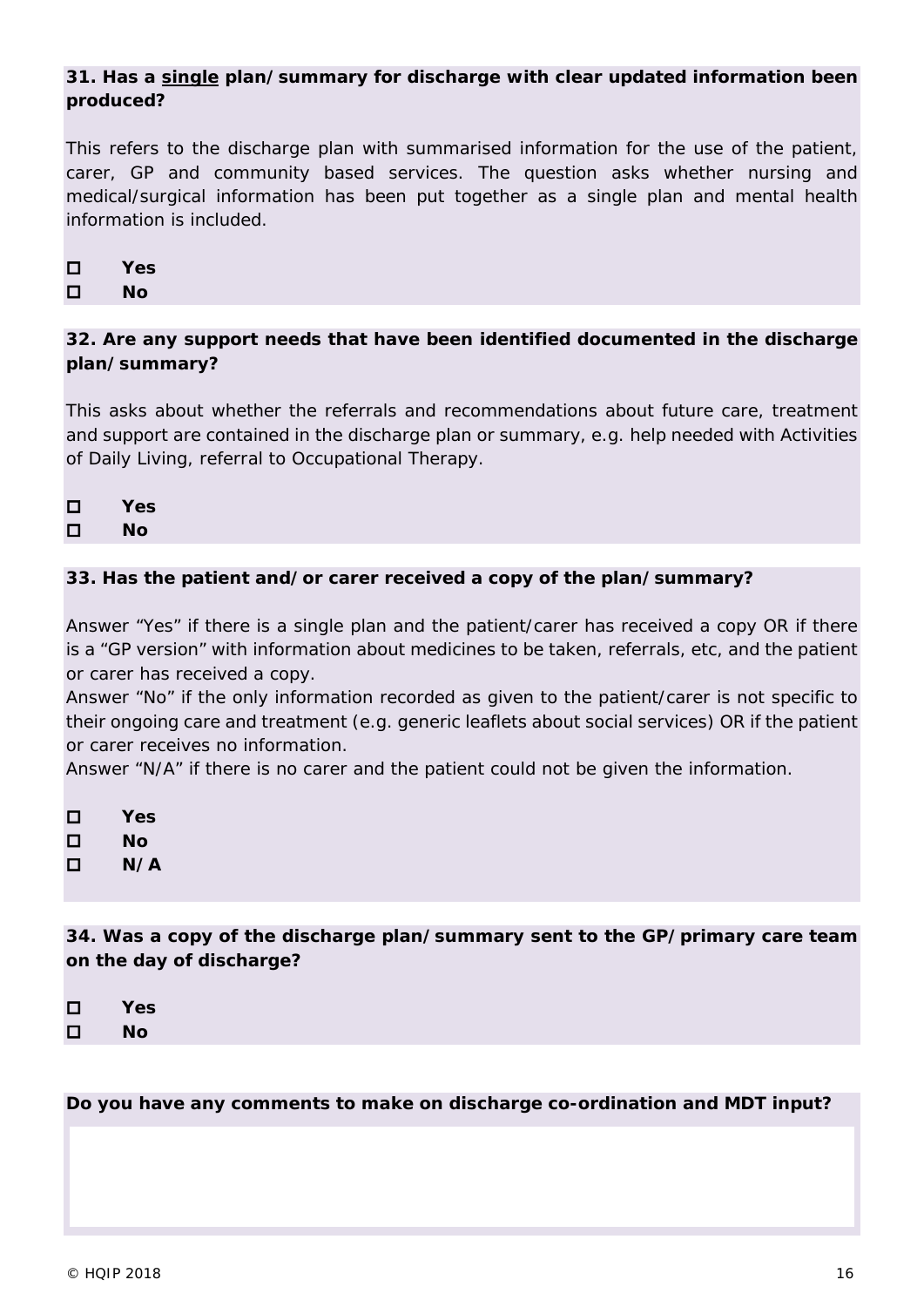**31. Has a <u>single</u> plan/summary for discharge with clear updated information been produced?**

This refers to the discharge plan with summarised information for the use of the patient, carer, GP and community based services. The question asks whether nursing and medical/surgical information has been put together as a single plan and mental health information is included.

- ☐ **Yes**
- ☐ **No**

**32. Are any support needs that have been identified documented in the discharge plan/summary?**

This asks about whether the referrals and recommendations about future care, treatment and support are contained in the discharge plan or summary, e.g. help needed with Activities of Daily Living, referral to Occupational Therapy.

- ☐ **Yes**
- ☐ **No**

**33. Has the patient and/or carer received a copy of the plan/summary?**

Answer "Yes" if there is a single plan and the patient/carer has received a copy OR if there is a "GP version" with information about medicines to be taken, referrals, etc, and the patient or carer has received a copy.
Answer "No" if the only information recorded as given to the patient/carer is not specific to their ongoing care and treatment (e.g. generic leaflets about social services) OR if the patient or carer receives no information.
Answer "N/A" if there is no carer and the patient could not be given the information.

- ☐ **Yes**
- ☐ **No**
- ☐ **N/A**

**34. Was a copy of the discharge plan/summary sent to the GP/primary care team on the day of discharge?**

- ☐ **Yes**
- ☐ **No**

**Do you have any comments to make on discharge co-ordination and MDT input?**

© HQIP 2018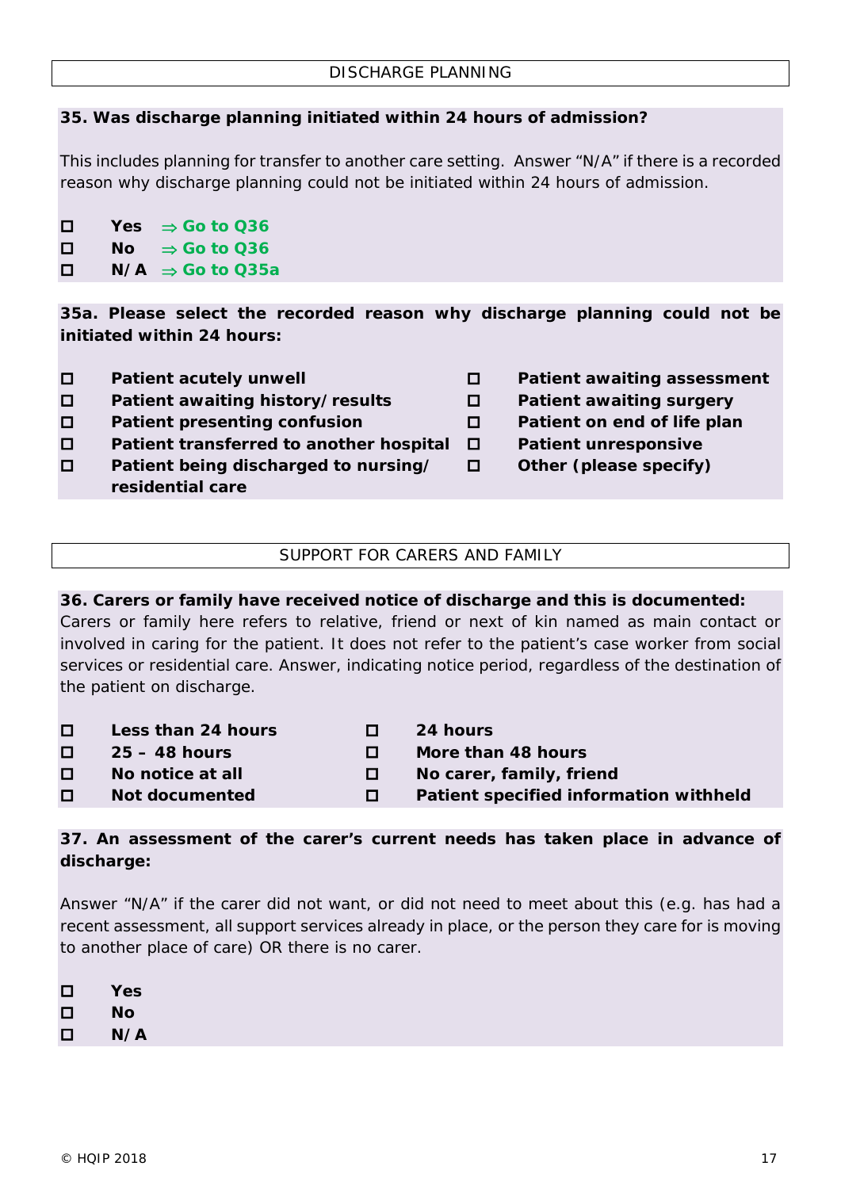## DISCHARGE PLANNING

**35. Was discharge planning initiated within 24 hours of admission?**

This includes planning for transfer to another care setting. Answer "N/A" if there is a recorded reason why discharge planning could not be initiated within 24 hours of admission.

- ☐ **Yes** ⇒ **Go to Q36**
- ☐ **No** ⇒ **Go to Q36**
- ☐ **N/A** ⇒ **Go to Q35a**

**35a. Please select the recorded reason why discharge planning could not be initiated within 24 hours:**

- ☐ **Patient acutely unwell**
- ☐ **Patient awaiting history/results**
- ☐ **Patient presenting confusion**
- ☐ **Patient transferred to another hospital**
- ☐ **Patient being discharged to nursing/ residential care**
- ☐ **Patient awaiting assessment**
- ☐ **Patient awaiting surgery**
- ☐ **Patient on end of life plan**
- ☐ **Patient unresponsive**
- ☐ **Other (please specify)**

## SUPPORT FOR CARERS AND FAMILY

**36. Carers or family have received notice of discharge and this is documented:**
Carers or family here refers to relative, friend or next of kin named as main contact or involved in caring for the patient. It does not refer to the patient's case worker from social services or residential care. Answer, indicating notice period, regardless of the destination of the patient on discharge.

- ☐ **Less than 24 hours**
- ☐ **25 – 48 hours**
- ☐ **No notice at all**
- ☐ **Not documented**
- ☐ **24 hours**
- ☐ **More than 48 hours**
- ☐ **No carer, family, friend**
- ☐ **Patient specified information withheld**

**37. An assessment of the carer's current needs has taken place in advance of discharge:**

Answer "N/A" if the carer did not want, or did not need to meet about this (e.g. has had a recent assessment, all support services already in place, or the person they care for is moving to another place of care) OR there is no carer.

- ☐ **Yes**
- ☐ **No**
- ☐ **N/A**

© HQIP 2018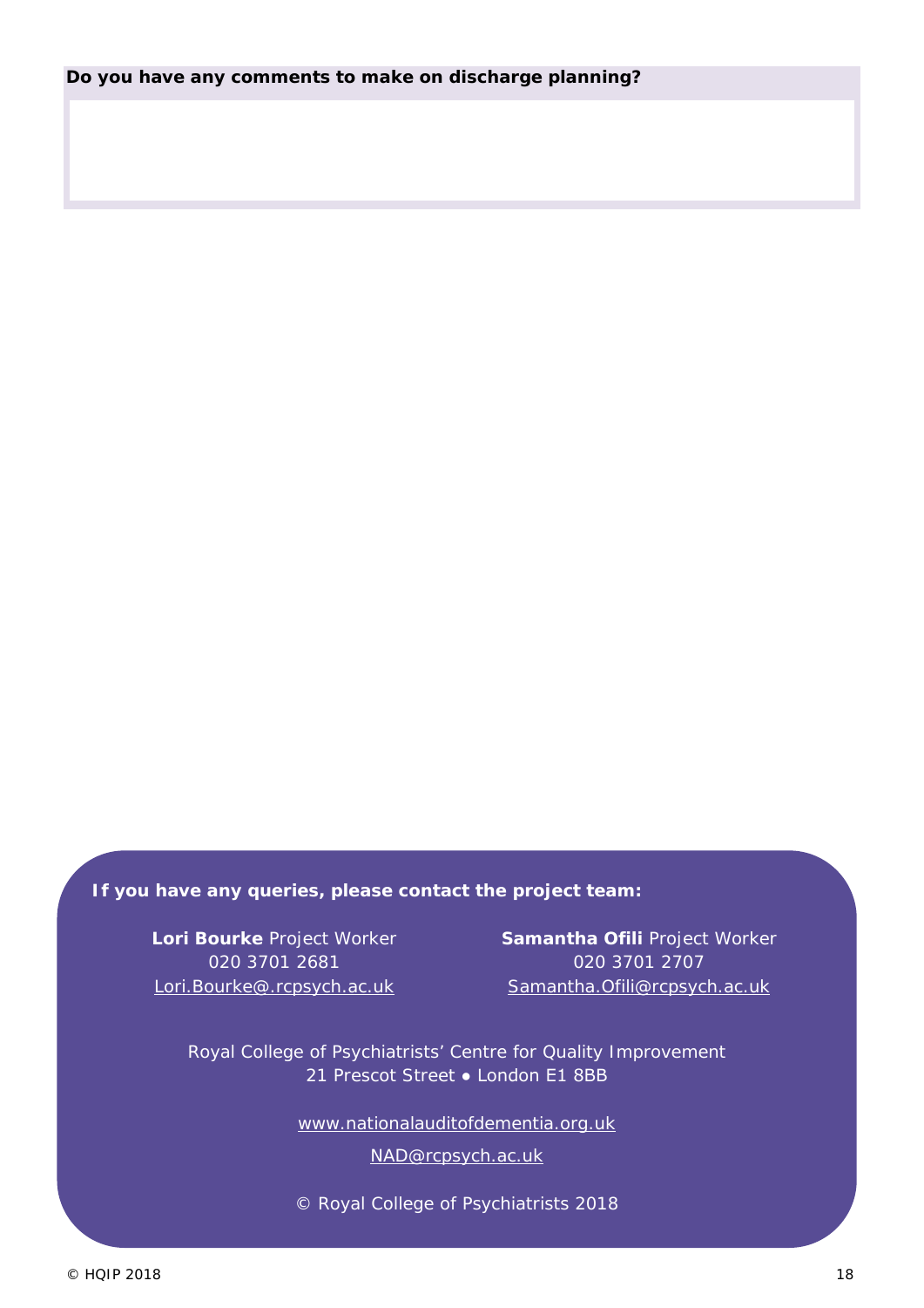**Do you have any comments to make on discharge planning?**

| |
|---|
| |

**If you have any queries, please contact the project team:**

**Lori Bourke** Project Worker
020 3701 2681
Lori.Bourke@.rcpsych.ac.uk

**Samantha Ofili** Project Worker
020 3701 2707
Samantha.Ofili@rcpsych.ac.uk

Royal College of Psychiatrists' Centre for Quality Improvement
21 Prescot Street • London E1 8BB

www.nationalauditofdementia.org.uk

NAD@rcpsych.ac.uk

© Royal College of Psychiatrists 2018

© HQIP 2018